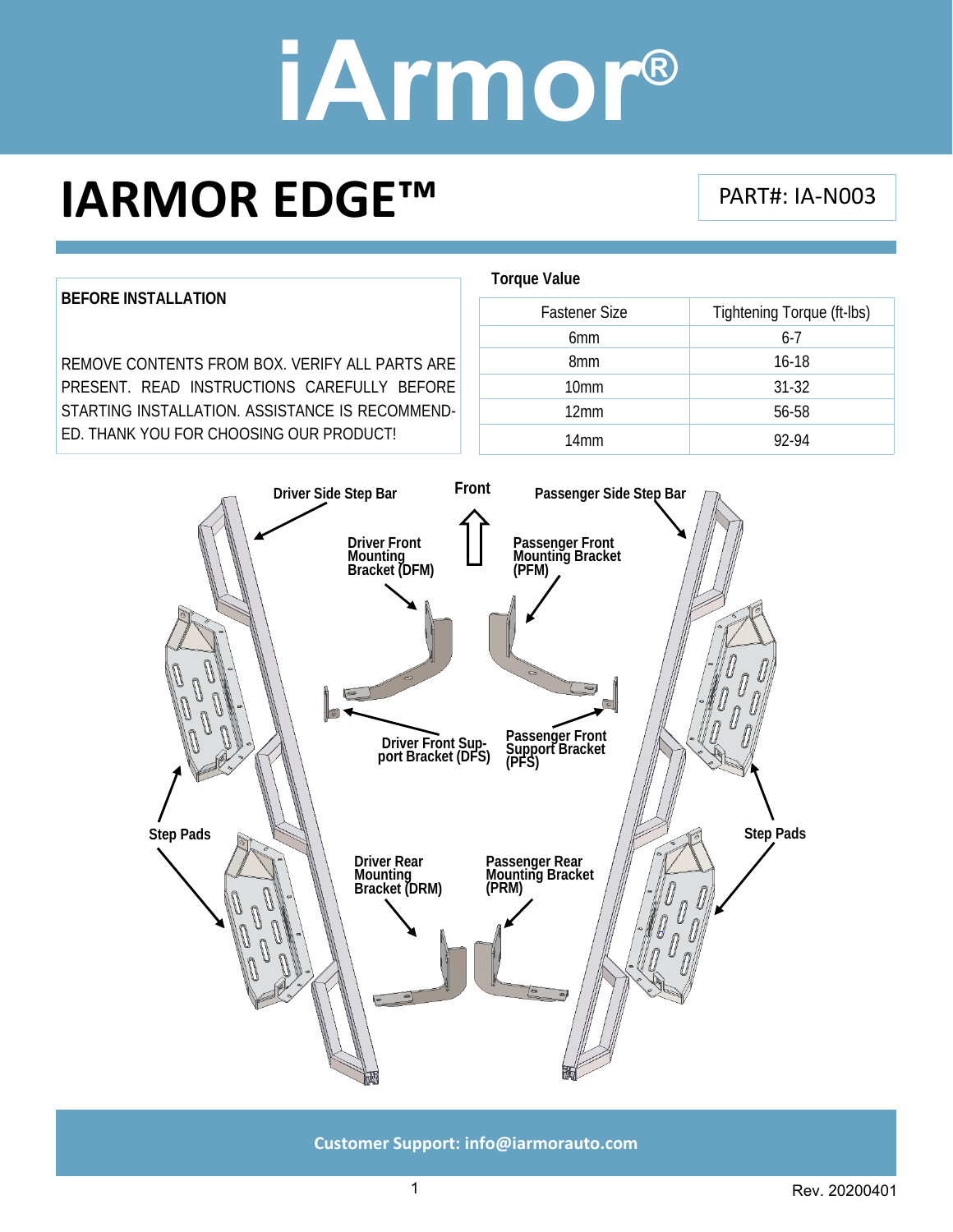# iArmor®

# IARMOR EDGE™

PART#: IA-N003

**BEFORE INSTALLATION**

REMOVE CONTENTS FROM BOX. VERIFY ALL PARTS ARE PRESENT. READ INSTRUCTIONS CAREFULLY BEFORE STARTING INSTALLATION. ASSISTANCE IS RECOMMENDED. THANK YOU FOR CHOOSING OUR PRODUCT!

**Torque Value**

| Fastener Size | Tightening Torque (ft-lbs) |
|---|---|
| 6mm | 6-7 |
| 8mm | 16-18 |
| 10mm | 31-32 |
| 12mm | 56-58 |
| 14mm | 92-94 |

Driver Side Step Bar

Front

Passenger Side Step Bar

Driver Front Mounting Bracket (DFM)

Passenger Front Mounting Bracket (PFM)

Driver Front Support Bracket (DFS)

Passenger Front Support Bracket (PFS)

Step Pads

Step Pads

Driver Rear Mounting Bracket (DRM)

Passenger Rear Mounting Bracket (PRM)

**Customer Support: info@iarmorauto.com**

Rev. 20200401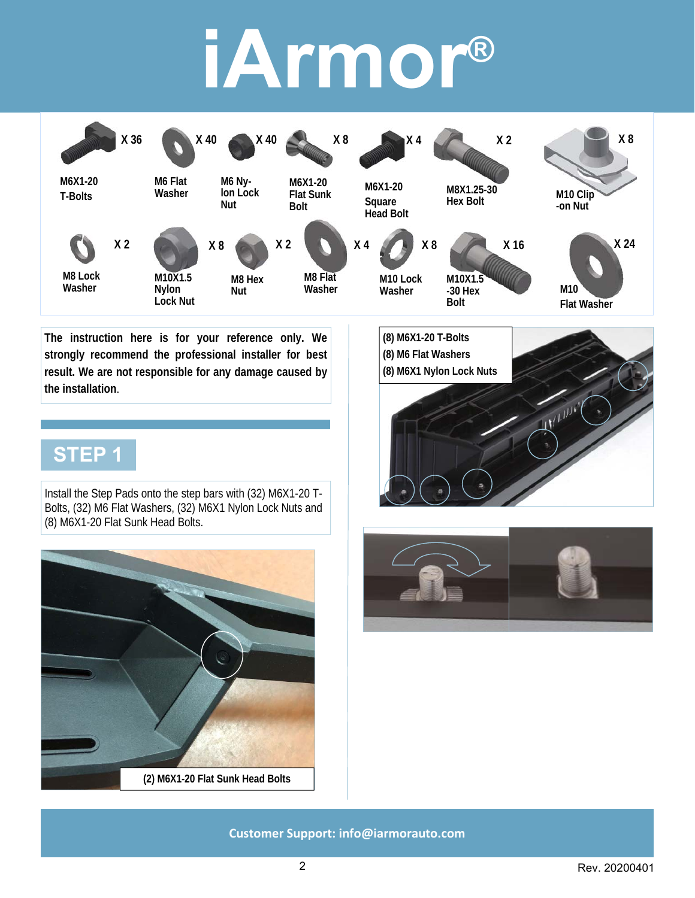# iArmor®

| Part | Quantity |
|---|---|
| M6X1-20 T-Bolts | X 36 |
| M6 Flat Washer | X 40 |
| M6 Nylon Lock Nut | X 40 |
| M6X1-20 Flat Sunk Bolt | X 8 |
| M6X1-20 Square Head Bolt | X 4 |
| M8X1.25-30 Hex Bolt | X 2 |
| M10 Clip-on Nut | X 8 |
| M8 Lock Washer | X 2 |
| M10X1.5 Nylon Lock Nut | X 8 |
| M8 Hex Nut | X 2 |
| M8 Flat Washer | X 4 |
| M10 Lock Washer | X 8 |
| M10X1.5-30 Hex Bolt | X 16 |
| M10 Flat Washer | X 24 |

**The instruction here is for your reference only. We strongly recommend the professional installer for best result. We are not responsible for any damage caused by the installation.**

## STEP 1

Install the Step Pads onto the step bars with (32) M6X1-20 T-Bolts, (32) M6 Flat Washers, (32) M6X1 Nylon Lock Nuts and (8) M6X1-20 Flat Sunk Head Bolts.

**(2) M6X1-20 Flat Sunk Head Bolts**

**(8) M6X1-20 T-Bolts**
**(8) M6 Flat Washers**
**(8) M6X1 Nylon Lock Nuts**

**Customer Support: info@iarmorauto.com**

Rev. 20200401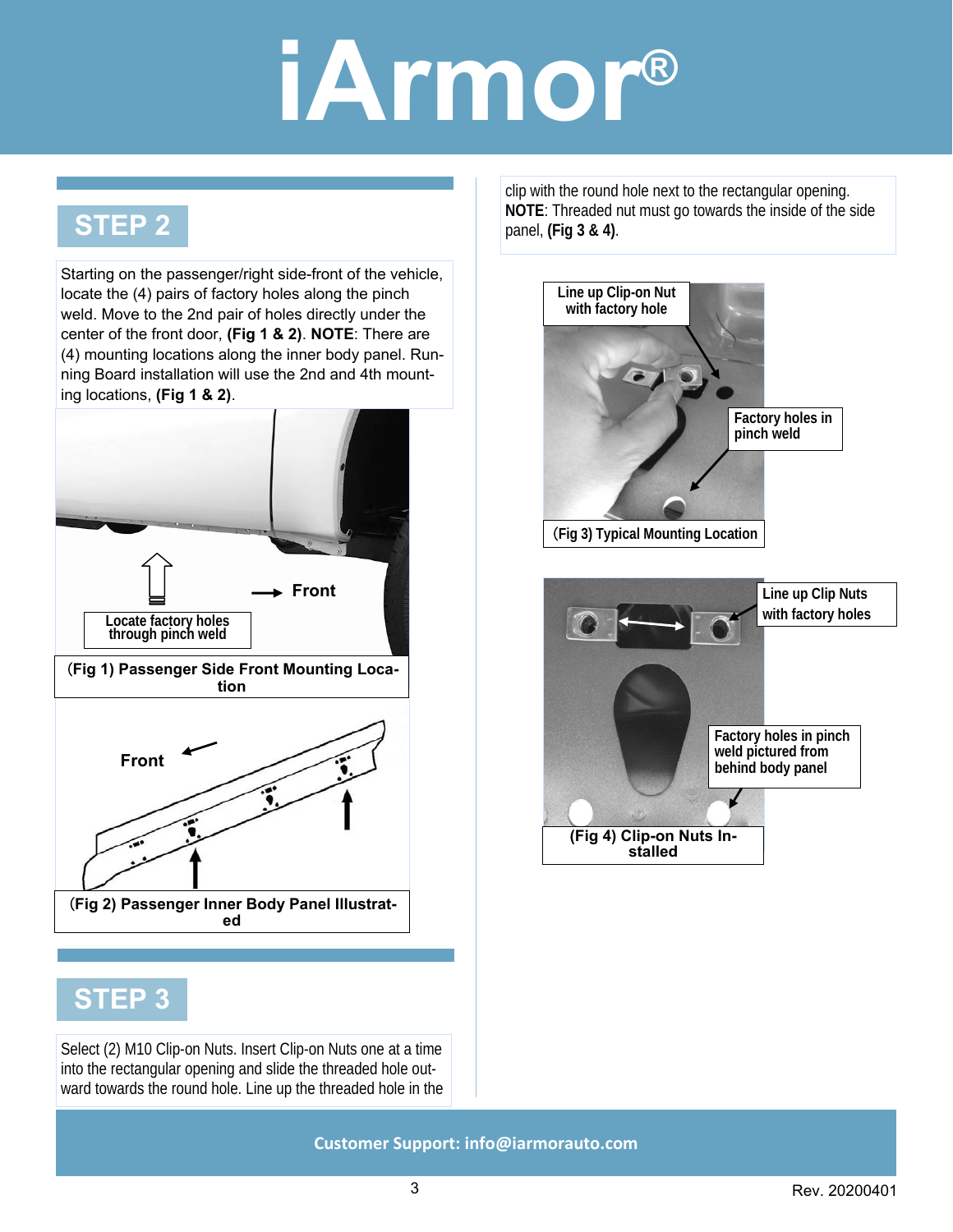## STEP 2

Starting on the passenger/right side-front of the vehicle, locate the (4) pairs of factory holes along the pinch weld. Move to the 2nd pair of holes directly under the center of the front door, **(Fig 1 & 2)**. **NOTE**: There are (4) mounting locations along the inner body panel. Running Board installation will use the 2nd and 4th mounting locations, **(Fig 1 & 2)**.

Locate factory holes through pinch weld

Front

**(Fig 1) Passenger Side Front Mounting Location**

Front

**(Fig 2) Passenger Inner Body Panel Illustrated**

## STEP 3

Select (2) M10 Clip-on Nuts. Insert Clip-on Nuts one at a time into the rectangular opening and slide the threaded hole outward towards the round hole. Line up the threaded hole in the clip with the round hole next to the rectangular opening. **NOTE**: Threaded nut must go towards the inside of the side panel, **(Fig 3 & 4)**.

Line up Clip-on Nut with factory hole

Factory holes in pinch weld

(Fig 3) Typical Mounting Location

Line up Clip Nuts with factory holes

Factory holes in pinch weld pictured from behind body panel

**(Fig 4) Clip-on Nuts Installed**

Customer Support: info@iarmorauto.com

Rev. 20200401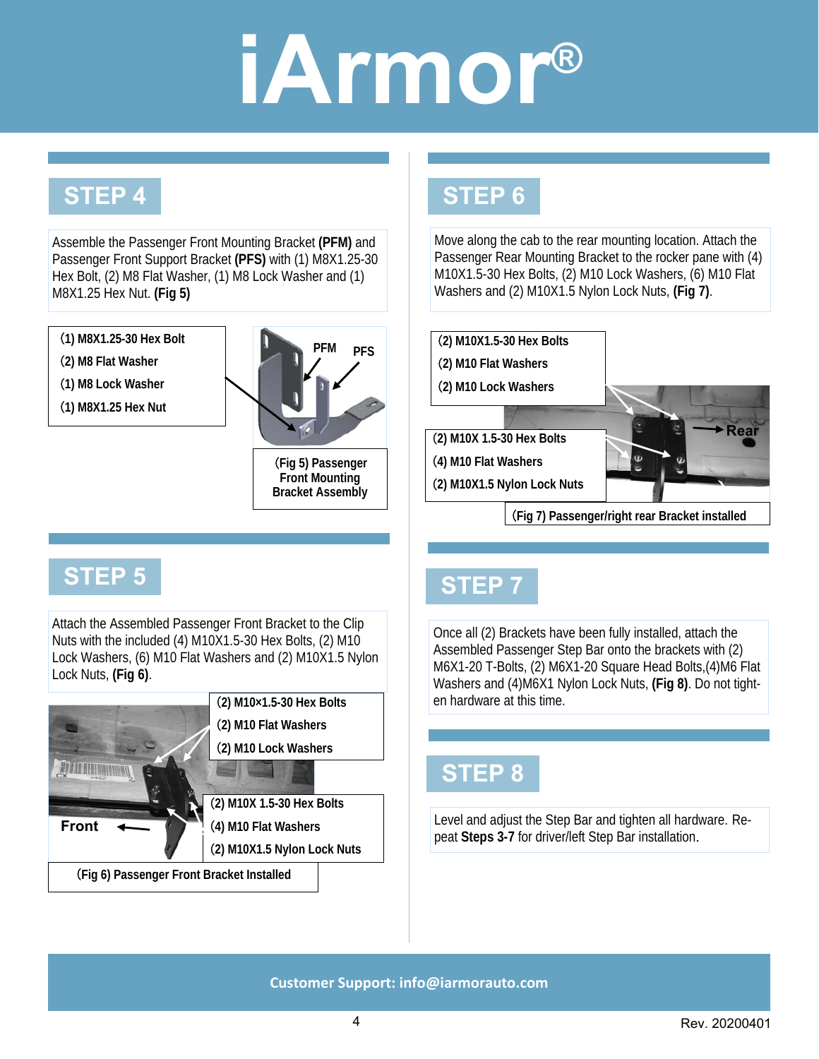# iArmor®

## STEP 4

Assemble the Passenger Front Mounting Bracket **(PFM)** and Passenger Front Support Bracket **(PFS)** with (1) M8X1.25-30 Hex Bolt, (2) M8 Flat Washer, (1) M8 Lock Washer and (1) M8X1.25 Hex Nut. **(Fig 5)**

- (1) M8X1.25-30 Hex Bolt
- (2) M8 Flat Washer
- (1) M8 Lock Washer
- (1) M8X1.25 Hex Nut

PFM PFS

(Fig 5) Passenger Front Mounting Bracket Assembly

## STEP 5

Attach the Assembled Passenger Front Bracket to the Clip Nuts with the included (4) M10X1.5-30 Hex Bolts, (2) M10 Lock Washers, (6) M10 Flat Washers and (2) M10X1.5 Nylon Lock Nuts, **(Fig 6)**.

- (2) M10×1.5-30 Hex Bolts
- (2) M10 Flat Washers
- (2) M10 Lock Washers

- (2) M10X 1.5-30 Hex Bolts
- (4) M10 Flat Washers
- (2) M10X1.5 Nylon Lock Nuts

Front

(Fig 6) Passenger Front Bracket Installed

## STEP 6

Move along the cab to the rear mounting location. Attach the Passenger Rear Mounting Bracket to the rocker pane with (4) M10X1.5-30 Hex Bolts, (2) M10 Lock Washers, (6) M10 Flat Washers and (2) M10X1.5 Nylon Lock Nuts, **(Fig 7)**.

- (2) M10X1.5-30 Hex Bolts
- (2) M10 Flat Washers
- (2) M10 Lock Washers

- (2) M10X 1.5-30 Hex Bolts
- (4) M10 Flat Washers
- (2) M10X1.5 Nylon Lock Nuts

Rear

(Fig 7) Passenger/right rear Bracket installed

## STEP 7

Once all (2) Brackets have been fully installed, attach the Assembled Passenger Step Bar onto the brackets with (2) M6X1-20 T-Bolts, (2) M6X1-20 Square Head Bolts,(4)M6 Flat Washers and (4)M6X1 Nylon Lock Nuts, **(Fig 8)**. Do not tighten hardware at this time.

## STEP 8

Level and adjust the Step Bar and tighten all hardware. Repeat **Steps 3-7** for driver/left Step Bar installation.

**Customer Support: info@iarmorauto.com**

Rev. 20200401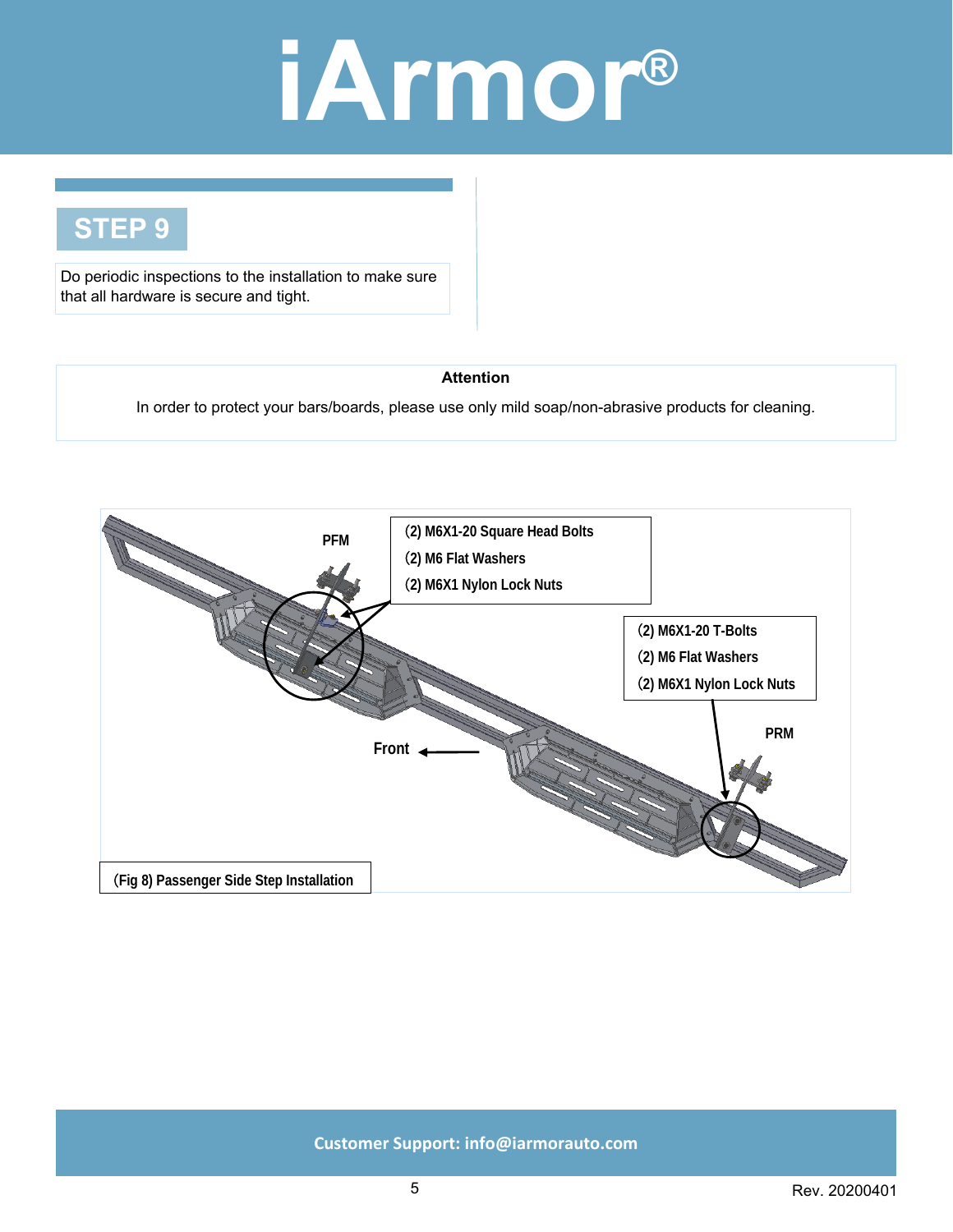# iArmor®

## STEP 9

Do periodic inspections to the installation to make sure that all hardware is secure and tight.

**Attention**

In order to protect your bars/boards, please use only mild soap/non-abrasive products for cleaning.

PFM

(2) M6X1-20 Square Head Bolts
(2) M6 Flat Washers
(2) M6X1 Nylon Lock Nuts

(2) M6X1-20 T-Bolts
(2) M6 Flat Washers
(2) M6X1 Nylon Lock Nuts

PRM

Front

(Fig 8) Passenger Side Step Installation

**Customer Support: info@iarmorauto.com**

Rev. 20200401